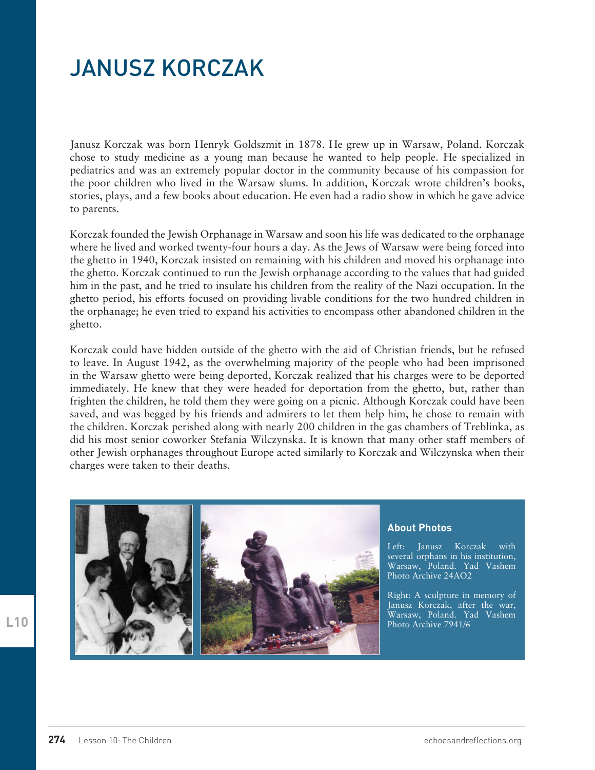# JANUSZ KORCZAK

Janusz Korczak was born Henryk Goldszmit in 1878. He grew up in Warsaw, Poland. Korczak chose to study medicine as a young man because he wanted to help people. He specialized in pediatrics and was an extremely popular doctor in the community because of his compassion for the poor children who lived in the Warsaw slums. In addition, Korczak wrote children's books, stories, plays, and a few books about education. He even had a radio show in which he gave advice to parents.

Korczak founded the Jewish Orphanage in Warsaw and soon his life was dedicated to the orphanage where he lived and worked twenty-four hours a day. As the Jews of Warsaw were being forced into the ghetto in 1940, Korczak insisted on remaining with his children and moved his orphanage into the ghetto. Korczak continued to run the Jewish orphanage according to the values that had guided him in the past, and he tried to insulate his children from the reality of the Nazi occupation. In the ghetto period, his efforts focused on providing livable conditions for the two hundred children in the orphanage; he even tried to expand his activities to encompass other abandoned children in the ghetto.

Korczak could have hidden outside of the ghetto with the aid of Christian friends, but he refused to leave. In August 1942, as the overwhelming majority of the people who had been imprisoned in the Warsaw ghetto were being deported, Korczak realized that his charges were to be deported immediately. He knew that they were headed for deportation from the ghetto, but, rather than frighten the children, he told them they were going on a picnic. Although Korczak could have been saved, and was begged by his friends and admirers to let them help him, he chose to remain with the children. Korczak perished along with nearly 200 children in the gas chambers of Treblinka, as did his most senior coworker Stefania Wilczynska. It is known that many other staff members of other Jewish orphanages throughout Europe acted similarly to Korczak and Wilczynska when their charges were taken to their deaths.

**About Photos**

Left: Janusz Korczak with several orphans in his institution, Warsaw, Poland. Yad Vashem Photo Archive 24AO2

Right: A sculpture in memory of Janusz Korczak, after the war, Warsaw, Poland. Yad Vashem Photo Archive 7941/6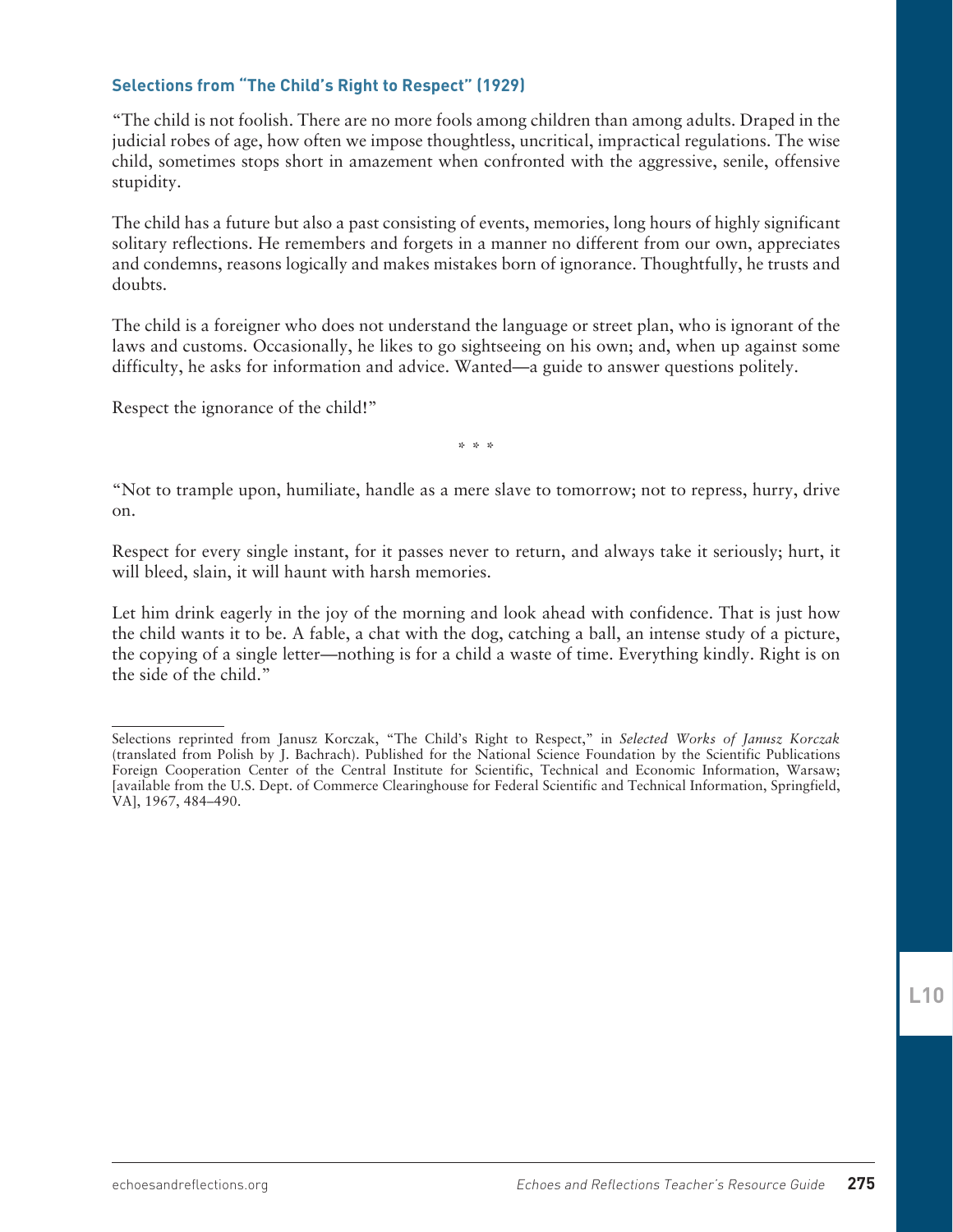### Selections from "The Child's Right to Respect" (1929)

"The child is not foolish. There are no more fools among children than among adults. Draped in the judicial robes of age, how often we impose thoughtless, uncritical, impractical regulations. The wise child, sometimes stops short in amazement when confronted with the aggressive, senile, offensive stupidity.

The child has a future but also a past consisting of events, memories, long hours of highly significant solitary reflections. He remembers and forgets in a manner no different from our own, appreciates and condemns, reasons logically and makes mistakes born of ignorance. Thoughtfully, he trusts and doubts.

The child is a foreigner who does not understand the language or street plan, who is ignorant of the laws and customs. Occasionally, he likes to go sightseeing on his own; and, when up against some difficulty, he asks for information and advice. Wanted—a guide to answer questions politely.

Respect the ignorance of the child!"

\* \* \*

"Not to trample upon, humiliate, handle as a mere slave to tomorrow; not to repress, hurry, drive on.

Respect for every single instant, for it passes never to return, and always take it seriously; hurt, it will bleed, slain, it will haunt with harsh memories.

Let him drink eagerly in the joy of the morning and look ahead with confidence. That is just how the child wants it to be. A fable, a chat with the dog, catching a ball, an intense study of a picture, the copying of a single letter—nothing is for a child a waste of time. Everything kindly. Right is on the side of the child."

---

Selections reprinted from Janusz Korczak, "The Child's Right to Respect," in *Selected Works of Janusz Korczak* (translated from Polish by J. Bachrach). Published for the National Science Foundation by the Scientific Publications Foreign Cooperation Center of the Central Institute for Scientific, Technical and Economic Information, Warsaw; [available from the U.S. Dept. of Commerce Clearinghouse for Federal Scientific and Technical Information, Springfield, VA], 1967, 484–490.